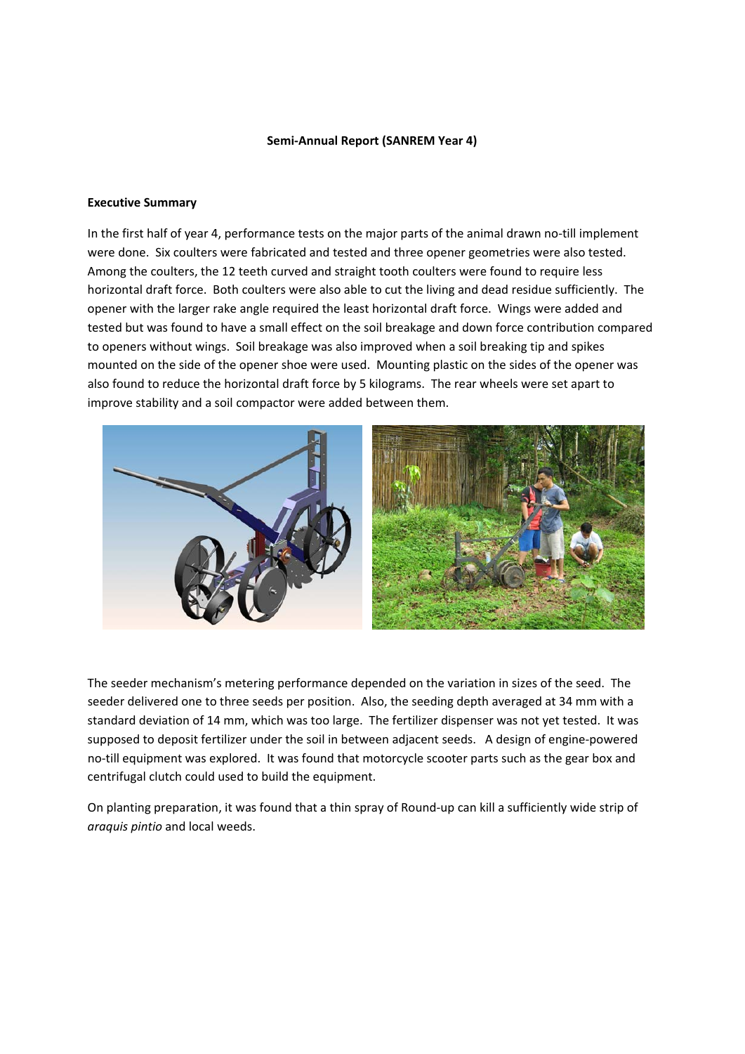**Semi-Annual Report (SANREM Year 4)**

**Executive Summary**

In the first half of year 4, performance tests on the major parts of the animal drawn no-till implement were done. Six coulters were fabricated and tested and three opener geometries were also tested. Among the coulters, the 12 teeth curved and straight tooth coulters were found to require less horizontal draft force. Both coulters were also able to cut the living and dead residue sufficiently. The opener with the larger rake angle required the least horizontal draft force. Wings were added and tested but was found to have a small effect on the soil breakage and down force contribution compared to openers without wings. Soil breakage was also improved when a soil breaking tip and spikes mounted on the side of the opener shoe were used. Mounting plastic on the sides of the opener was also found to reduce the horizontal draft force by 5 kilograms. The rear wheels were set apart to improve stability and a soil compactor were added between them.

The seeder mechanism's metering performance depended on the variation in sizes of the seed. The seeder delivered one to three seeds per position. Also, the seeding depth averaged at 34 mm with a standard deviation of 14 mm, which was too large. The fertilizer dispenser was not yet tested. It was supposed to deposit fertilizer under the soil in between adjacent seeds. A design of engine-powered no-till equipment was explored. It was found that motorcycle scooter parts such as the gear box and centrifugal clutch could used to build the equipment.

On planting preparation, it was found that a thin spray of Round-up can kill a sufficiently wide strip of *araquis pintio* and local weeds.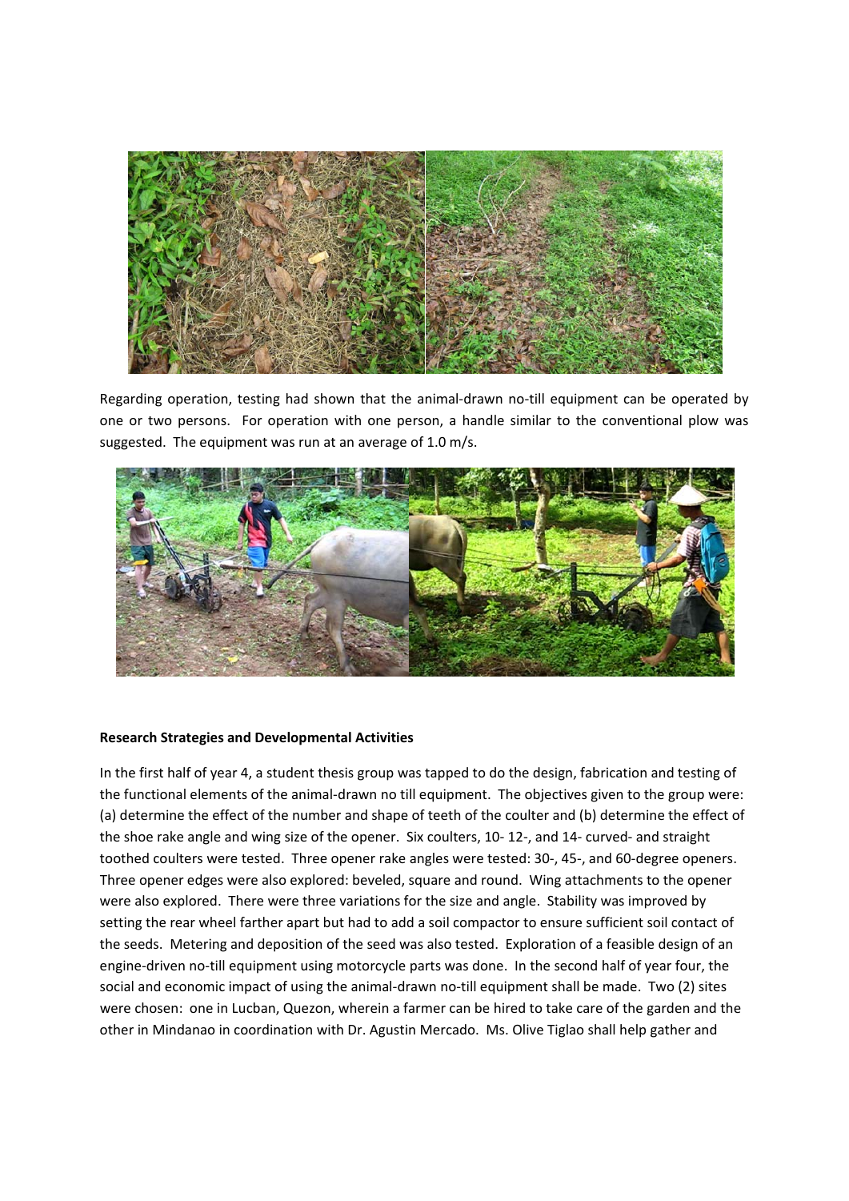Regarding operation, testing had shown that the animal-drawn no-till equipment can be operated by one or two persons. For operation with one person, a handle similar to the conventional plow was suggested. The equipment was run at an average of 1.0 m/s.

**Research Strategies and Developmental Activities**

In the first half of year 4, a student thesis group was tapped to do the design, fabrication and testing of the functional elements of the animal-drawn no till equipment. The objectives given to the group were: (a) determine the effect of the number and shape of teeth of the coulter and (b) determine the effect of the shoe rake angle and wing size of the opener. Six coulters, 10- 12-, and 14- curved- and straight toothed coulters were tested. Three opener rake angles were tested: 30-, 45-, and 60-degree openers. Three opener edges were also explored: beveled, square and round. Wing attachments to the opener were also explored. There were three variations for the size and angle. Stability was improved by setting the rear wheel farther apart but had to add a soil compactor to ensure sufficient soil contact of the seeds. Metering and deposition of the seed was also tested. Exploration of a feasible design of an engine-driven no-till equipment using motorcycle parts was done. In the second half of year four, the social and economic impact of using the animal-drawn no-till equipment shall be made. Two (2) sites were chosen: one in Lucban, Quezon, wherein a farmer can be hired to take care of the garden and the other in Mindanao in coordination with Dr. Agustin Mercado. Ms. Olive Tiglao shall help gather and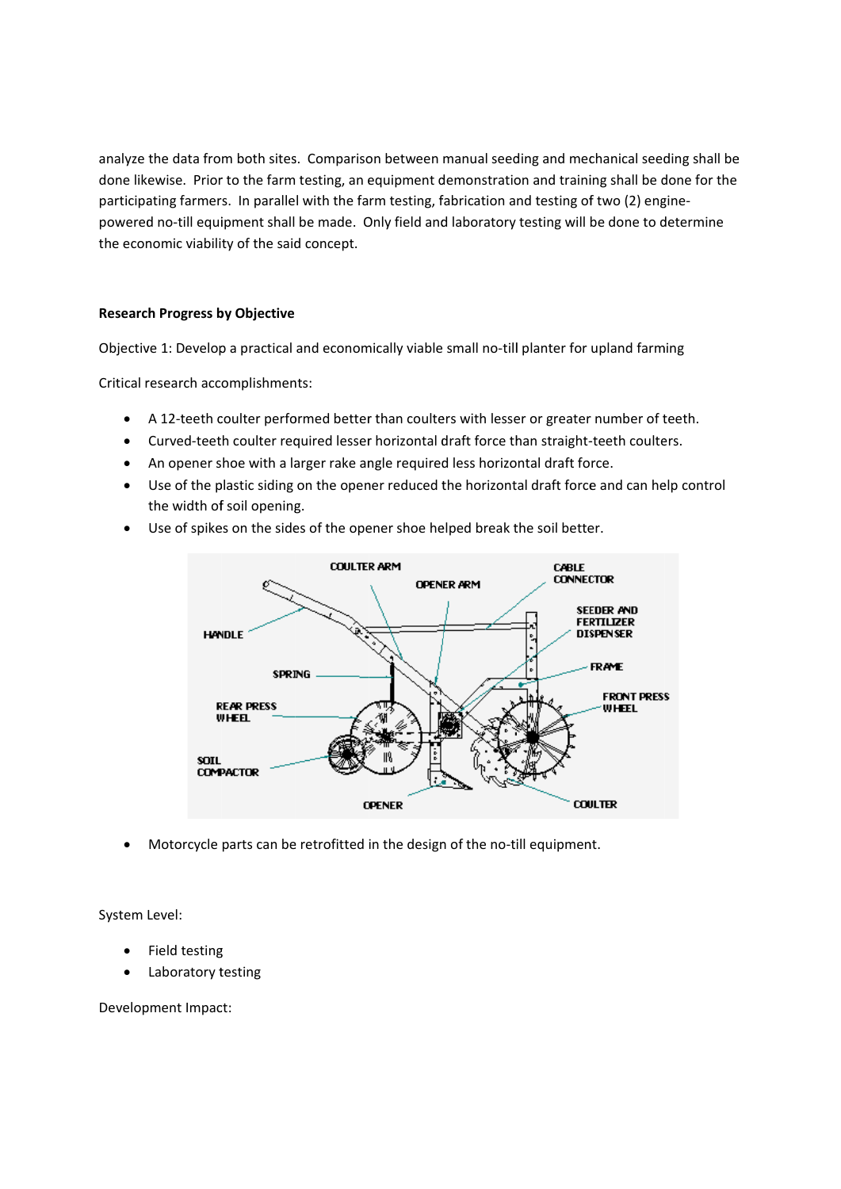analyze the data from both sites. Comparison between manual seeding and mechanical seeding shall be done likewise. Prior to the farm testing, an equipment demonstration and training shall be done for the participating farmers. In parallel with the farm testing, fabrication and testing of two (2) engine-powered no-till equipment shall be made. Only field and laboratory testing will be done to determine the economic viability of the said concept.

**Research Progress by Objective**

Objective 1: Develop a practical and economically viable small no-till planter for upland farming

Critical research accomplishments:

- A 12-teeth coulter performed better than coulters with lesser or greater number of teeth.
- Curved-teeth coulter required lesser horizontal draft force than straight-teeth coulters.
- An opener shoe with a larger rake angle required less horizontal draft force.
- Use of the plastic siding on the opener reduced the horizontal draft force and can help control the width of soil opening.
- Use of spikes on the sides of the opener shoe helped break the soil better.

- Motorcycle parts can be retrofitted in the design of the no-till equipment.

System Level:

- Field testing
- Laboratory testing

Development Impact: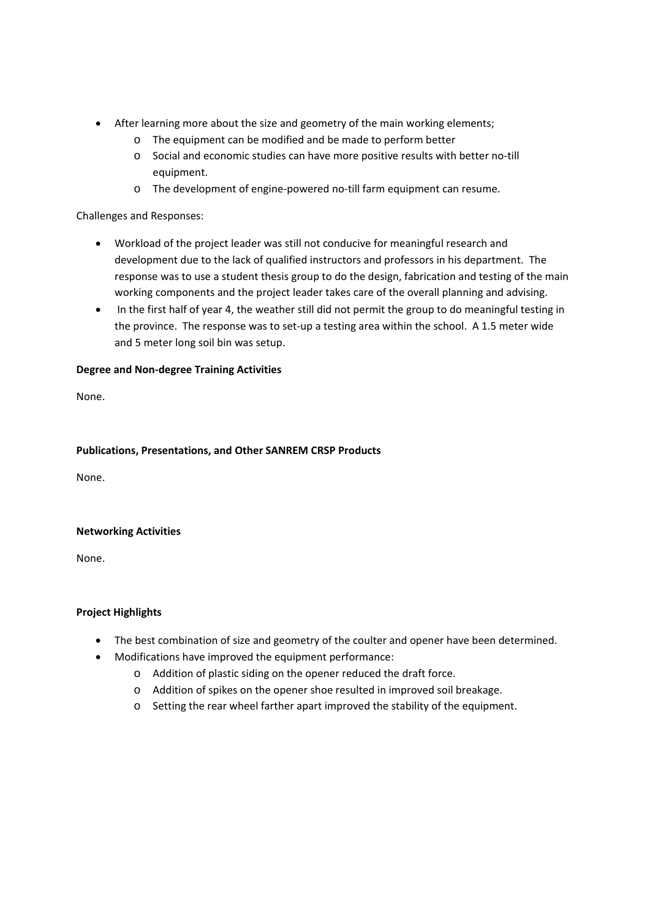- After learning more about the size and geometry of the main working elements;
  - The equipment can be modified and be made to perform better
  - Social and economic studies can have more positive results with better no-till equipment.
  - The development of engine-powered no-till farm equipment can resume.

Challenges and Responses:

- Workload of the project leader was still not conducive for meaningful research and development due to the lack of qualified instructors and professors in his department. The response was to use a student thesis group to do the design, fabrication and testing of the main working components and the project leader takes care of the overall planning and advising.
- In the first half of year 4, the weather still did not permit the group to do meaningful testing in the province. The response was to set-up a testing area within the school. A 1.5 meter wide and 5 meter long soil bin was setup.

**Degree and Non-degree Training Activities**

None.

**Publications, Presentations, and Other SANREM CRSP Products**

None.

**Networking Activities**

None.

**Project Highlights**

- The best combination of size and geometry of the coulter and opener have been determined.
- Modifications have improved the equipment performance:
  - Addition of plastic siding on the opener reduced the draft force.
  - Addition of spikes on the opener shoe resulted in improved soil breakage.
  - Setting the rear wheel farther apart improved the stability of the equipment.